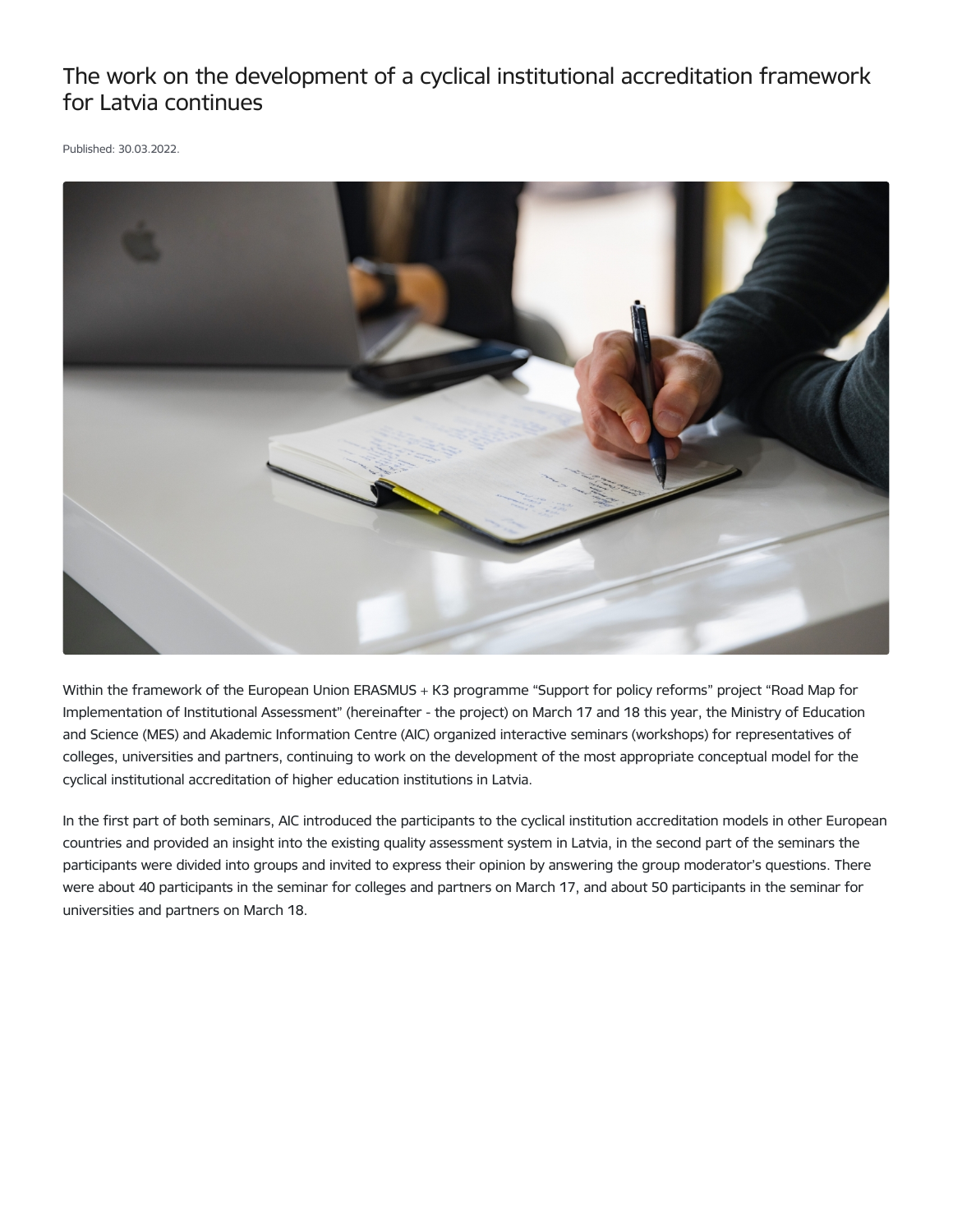# The work on the development of a cyclical institutional accreditation framework for Latvia continues

Published: 30.03.2022.

Within the framework of the European Union ERASMUS + K3 programme "Support for policy reforms" project "Road Map for Implementation of Institutional Assessment" (hereinafter - the project) on March 17 and 18 this year, the Ministry of Education and Science (MES) and Akademic Information Centre (AIC) organized interactive seminars (workshops) for representatives of colleges, universities and partners, continuing to work on the development of the most appropriate conceptual model for the cyclical institutional accreditation of higher education institutions in Latvia.

In the first part of both seminars, AIC introduced the participants to the cyclical institution accreditation models in other European countries and provided an insight into the existing quality assessment system in Latvia, in the second part of the seminars the participants were divided into groups and invited to express their opinion by answering the group moderator's questions. There were about 40 participants in the seminar for colleges and partners on March 17, and about 50 participants in the seminar for universities and partners on March 18.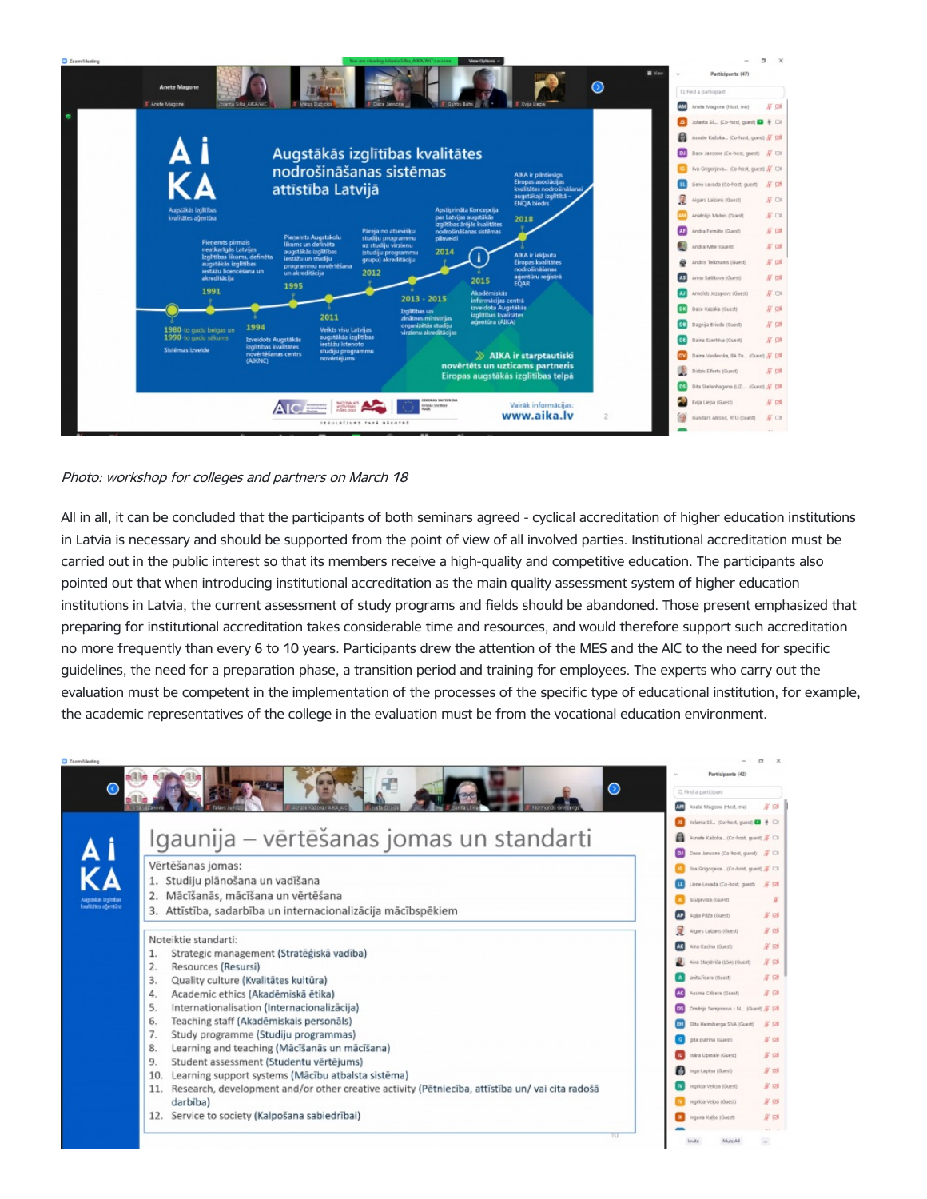*Photo: workshop for colleges and partners on March 18*

All in all, it can be concluded that the participants of both seminars agreed - cyclical accreditation of higher education institutions in Latvia is necessary and should be supported from the point of view of all involved parties. Institutional accreditation must be carried out in the public interest so that its members receive a high-quality and competitive education. The participants also pointed out that when introducing institutional accreditation as the main quality assessment system of higher education institutions in Latvia, the current assessment of study programs and fields should be abandoned. Those present emphasized that preparing for institutional accreditation takes considerable time and resources, and would therefore support such accreditation no more frequently than every 6 to 10 years. Participants drew the attention of the MES and the AIC to the need for specific guidelines, the need for a preparation phase, a transition period and training for employees. The experts who carry out the evaluation must be competent in the implementation of the processes of the specific type of educational institution, for example, the academic representatives of the college in the evaluation must be from the vocational education environment.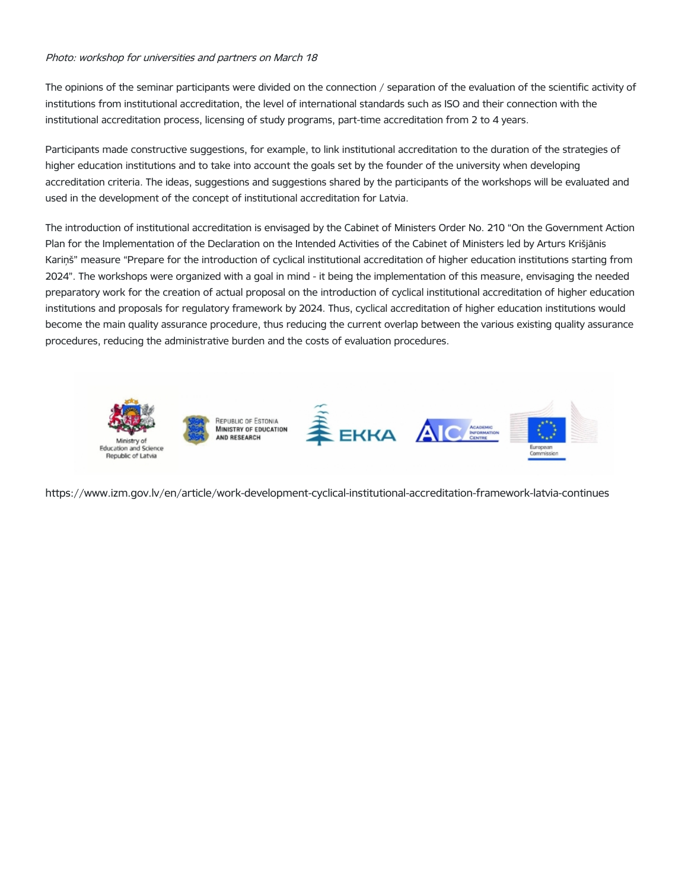*Photo: workshop for universities and partners on March 18*

The opinions of the seminar participants were divided on the connection / separation of the evaluation of the scientific activity of institutions from institutional accreditation, the level of international standards such as ISO and their connection with the institutional accreditation process, licensing of study programs, part-time accreditation from 2 to 4 years.

Participants made constructive suggestions, for example, to link institutional accreditation to the duration of the strategies of higher education institutions and to take into account the goals set by the founder of the university when developing accreditation criteria. The ideas, suggestions and suggestions shared by the participants of the workshops will be evaluated and used in the development of the concept of institutional accreditation for Latvia.

The introduction of institutional accreditation is envisaged by the Cabinet of Ministers Order No. 210 "On the Government Action Plan for the Implementation of the Declaration on the Intended Activities of the Cabinet of Ministers led by Arturs Krišjānis Kariņš" measure "Prepare for the introduction of cyclical institutional accreditation of higher education institutions starting from 2024". The workshops were organized with a goal in mind - it being the implementation of this measure, envisaging the needed preparatory work for the creation of actual proposal on the introduction of cyclical institutional accreditation of higher education institutions and proposals for regulatory framework by 2024. Thus, cyclical accreditation of higher education institutions would become the main quality assurance procedure, thus reducing the current overlap between the various existing quality assurance procedures, reducing the administrative burden and the costs of evaluation procedures.

Ministry of Education and Science Republic of Latvia

Republic of Estonia Ministry of Education and Research

EKKA

AIC Academic Information Centre

European Commission

https://www.izm.gov.lv/en/article/work-development-cyclical-institutional-accreditation-framework-latvia-continues